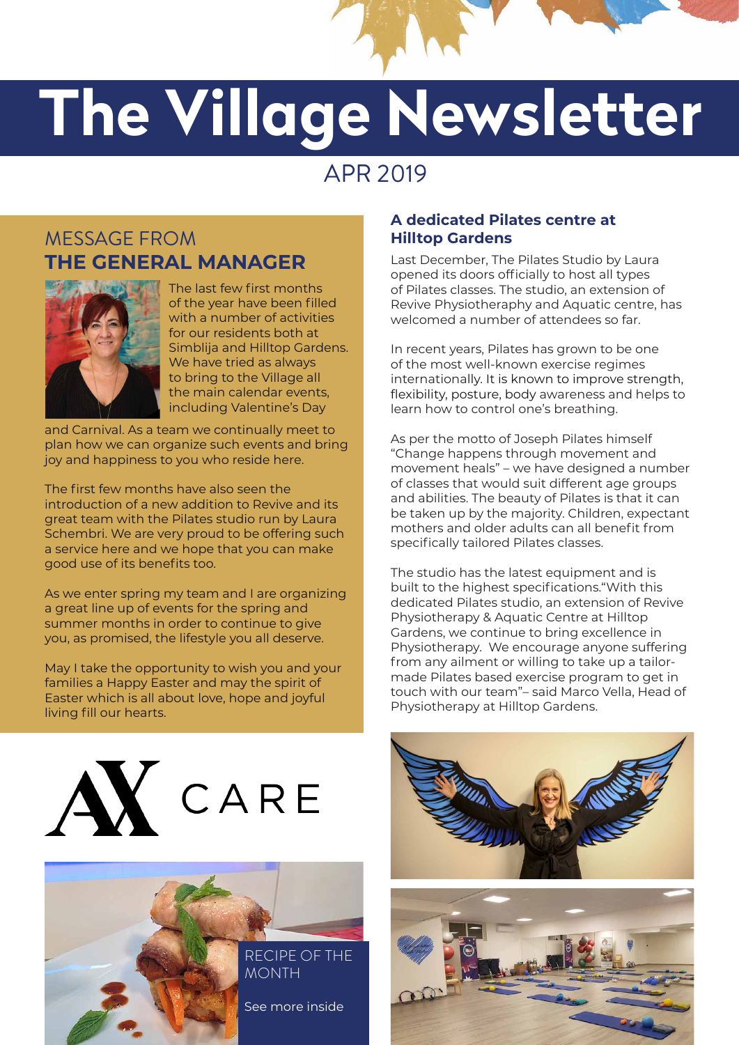# The Village Newsletter

APR 2019

## MESSAGE FROM **THE GENERAL MANAGER**

The last few first months of the year have been filled with a number of activities for our residents both at Simblija and Hilltop Gardens. We have tried as always to bring to the Village all the main calendar events, including Valentine's Day and Carnival. As a team we continually meet to plan how we can organize such events and bring joy and happiness to you who reside here.

The first few months have also seen the introduction of a new addition to Revive and its great team with the Pilates studio run by Laura Schembri. We are very proud to be offering such a service here and we hope that you can make good use of its benefits too.

As we enter spring my team and I are organizing a great line up of events for the spring and summer months in order to continue to give you, as promised, the lifestyle you all deserve.

May I take the opportunity to wish you and your families a Happy Easter and may the spirit of Easter which is all about love, hope and joyful living fill our hearts.

AX CARE

RECIPE OF THE MONTH

See more inside

### A dedicated Pilates centre at Hilltop Gardens

Last December, The Pilates Studio by Laura opened its doors officially to host all types of Pilates classes. The studio, an extension of Revive Physiotheraphy and Aquatic centre, has welcomed a number of attendees so far.

In recent years, Pilates has grown to be one of the most well-known exercise regimes internationally. It is known to improve strength, flexibility, posture, body awareness and helps to learn how to control one's breathing.

As per the motto of Joseph Pilates himself "Change happens through movement and movement heals" – we have designed a number of classes that would suit different age groups and abilities. The beauty of Pilates is that it can be taken up by the majority. Children, expectant mothers and older adults can all benefit from specifically tailored Pilates classes.

The studio has the latest equipment and is built to the highest specifications."With this dedicated Pilates studio, an extension of Revive Physiotherapy & Aquatic Centre at Hilltop Gardens, we continue to bring excellence in Physiotherapy. We encourage anyone suffering from any ailment or willing to take up a tailor-made Pilates based exercise program to get in touch with our team"– said Marco Vella, Head of Physiotherapy at Hilltop Gardens.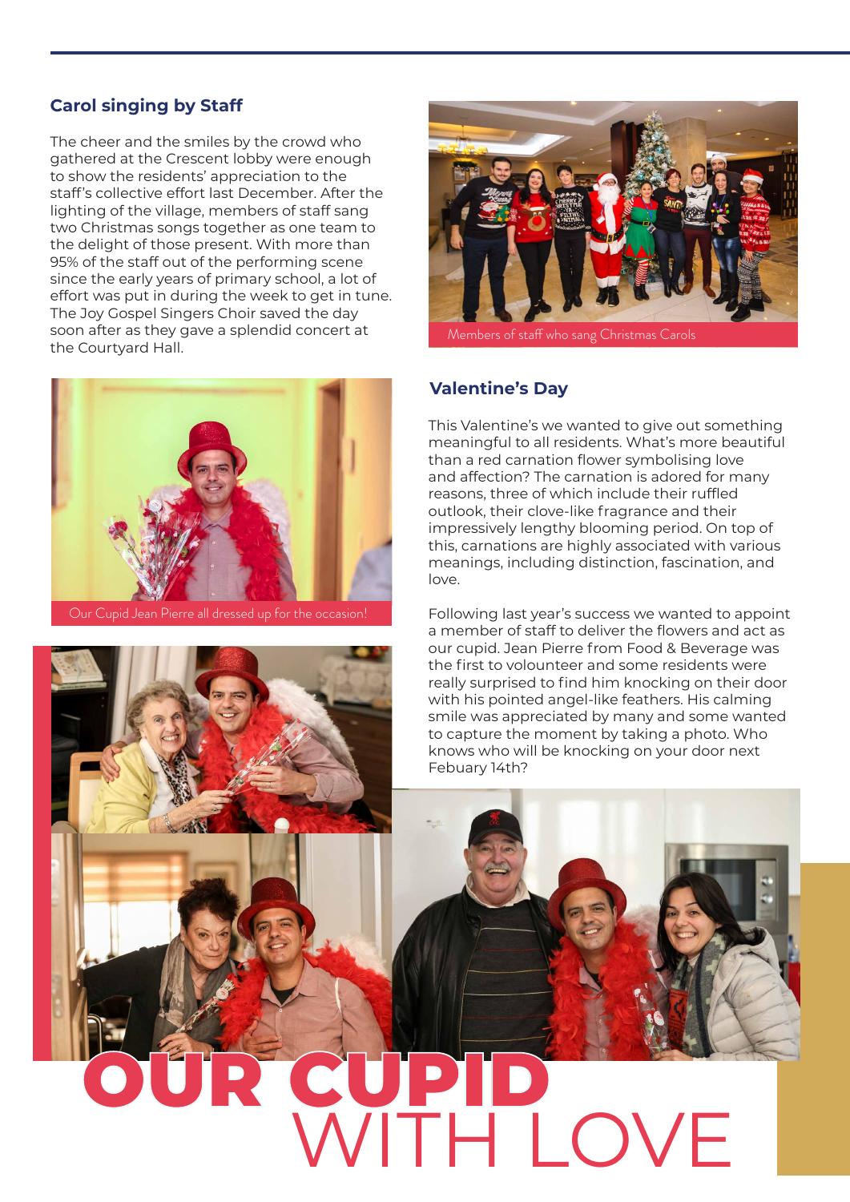## Carol singing by Staff

The cheer and the smiles by the crowd who gathered at the Crescent lobby were enough to show the residents' appreciation to the staff's collective effort last December. After the lighting of the village, members of staff sang two Christmas songs together as one team to the delight of those present. With more than 95% of the staff out of the performing scene since the early years of primary school, a lot of effort was put in during the week to get in tune. The Joy Gospel Singers Choir saved the day soon after as they gave a splendid concert at the Courtyard Hall.

Members of staff who sang Christmas Carols

Our Cupid Jean Pierre all dressed up for the occasion!

## Valentine's Day

This Valentine's we wanted to give out something meaningful to all residents. What's more beautiful than a red carnation flower symbolising love and affection? The carnation is adored for many reasons, three of which include their ruffled outlook, their clove-like fragrance and their impressively lengthy blooming period. On top of this, carnations are highly associated with various meanings, including distinction, fascination, and love.

Following last year's success we wanted to appoint a member of staff to deliver the flowers and act as our cupid. Jean Pierre from Food & Beverage was the first to volounteer and some residents were really surprised to find him knocking on their door with his pointed angel-like feathers. His calming smile was appreciated by many and some wanted to capture the moment by taking a photo. Who knows who will be knocking on your door next Febuary 14th?

# OUR CUPID WITH LOVE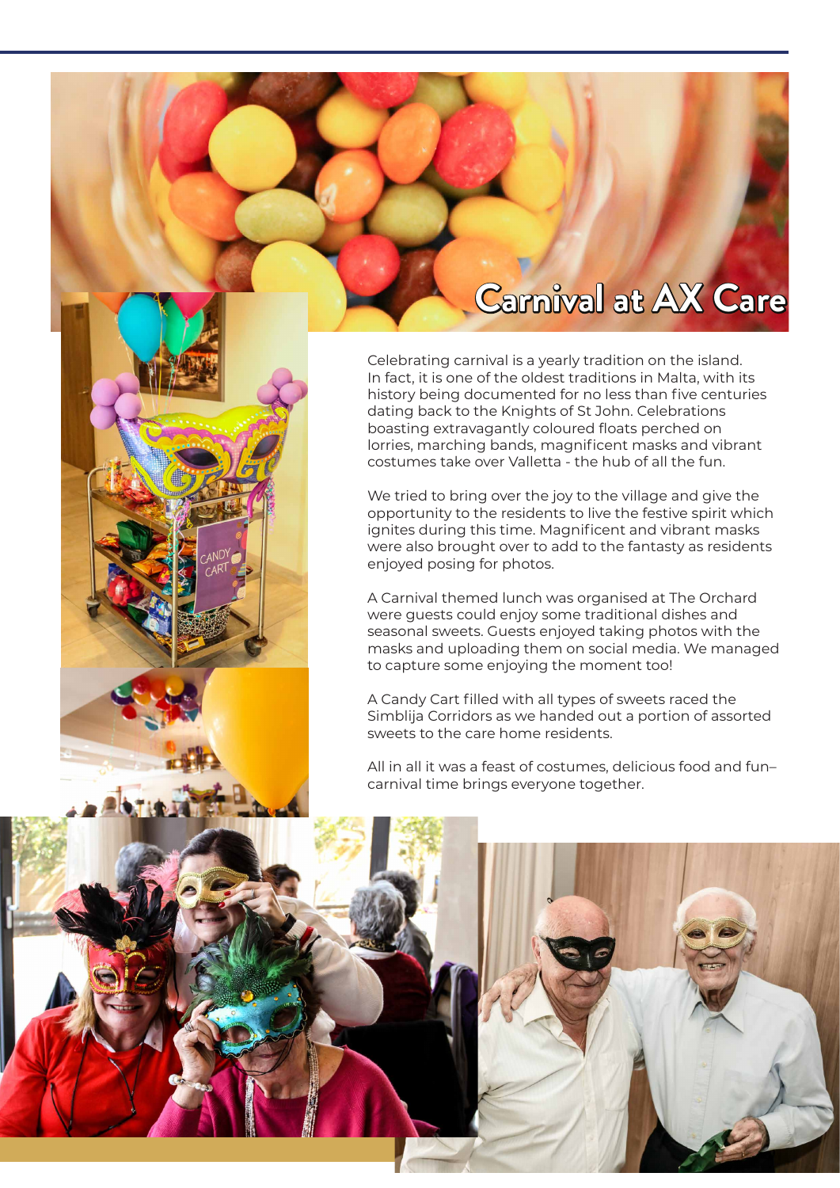# Carnival at AX Care

Celebrating carnival is a yearly tradition on the island. In fact, it is one of the oldest traditions in Malta, with its history being documented for no less than five centuries dating back to the Knights of St John. Celebrations boasting extravagantly coloured floats perched on lorries, marching bands, magnificent masks and vibrant costumes take over Valletta - the hub of all the fun.

We tried to bring over the joy to the village and give the opportunity to the residents to live the festive spirit which ignites during this time. Magnificent and vibrant masks were also brought over to add to the fantasty as residents enjoyed posing for photos.

A Carnival themed lunch was organised at The Orchard were guests could enjoy some traditional dishes and seasonal sweets. Guests enjoyed taking photos with the masks and uploading them on social media. We managed to capture some enjoying the moment too!

A Candy Cart filled with all types of sweets raced the Simblija Corridors as we handed out a portion of assorted sweets to the care home residents.

All in all it was a feast of costumes, delicious food and fun– carnival time brings everyone together.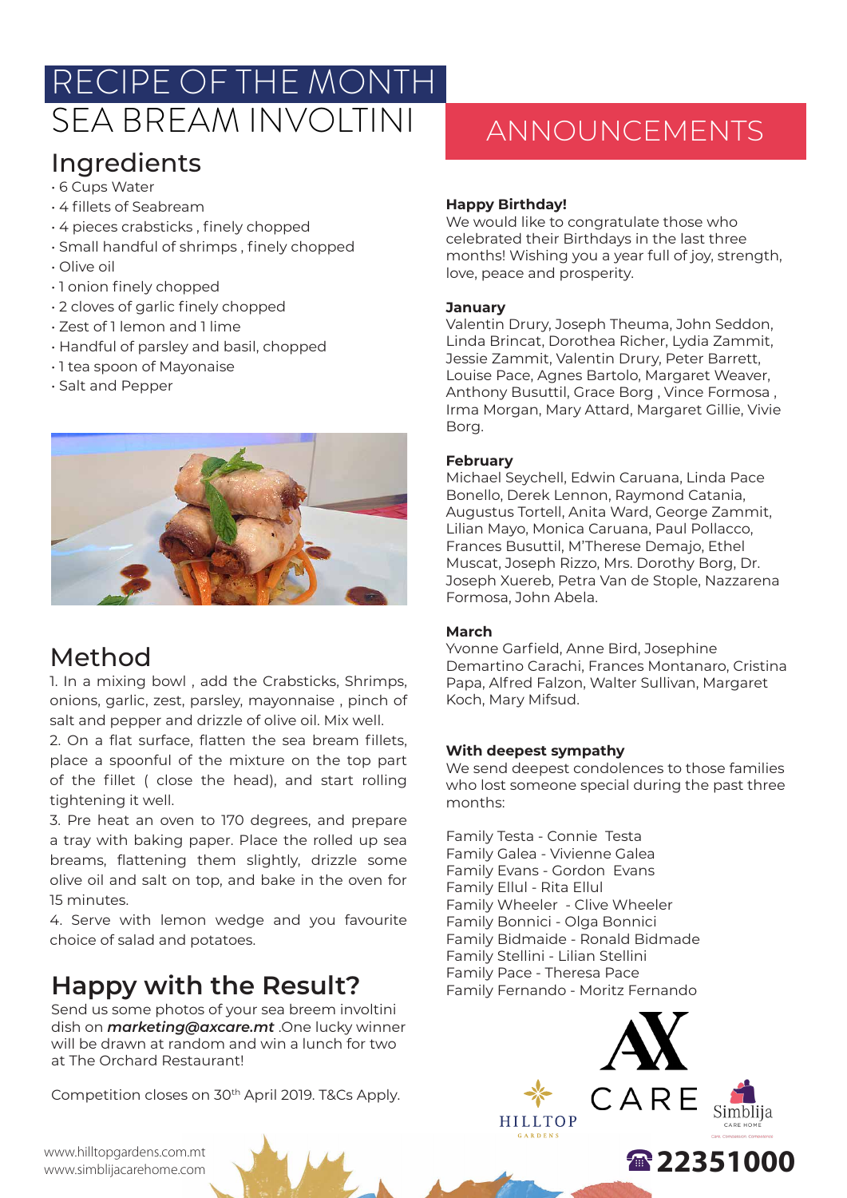# RECIPE OF THE MONTH

## SEA BREAM INVOLTINI

### Ingredients

- 6 Cups Water
- 4 fillets of Seabream
- 4 pieces crabsticks , finely chopped
- Small handful of shrimps , finely chopped
- Olive oil
- 1 onion finely chopped
- 2 cloves of garlic finely chopped
- Zest of 1 lemon and 1 lime
- Handful of parsley and basil, chopped
- 1 tea spoon of Mayonaise
- Salt and Pepper

### Method

1. In a mixing bowl , add the Crabsticks, Shrimps, onions, garlic, zest, parsley, mayonnaise , pinch of salt and pepper and drizzle of olive oil. Mix well.
2. On a flat surface, flatten the sea bream fillets, place a spoonful of the mixture on the top part of the fillet ( close the head), and start rolling tightening it well.
3. Pre heat an oven to 170 degrees, and prepare a tray with baking paper. Place the rolled up sea breams, flattening them slightly, drizzle some olive oil and salt on top, and bake in the oven for 15 minutes.
4. Serve with lemon wedge and you favourite choice of salad and potatoes.

### Happy with the Result?

Send us some photos of your sea breem involtini dish on ***marketing@axcare.mt*** .One lucky winner will be drawn at random and win a lunch for two at The Orchard Restaurant!

Competition closes on 30th April 2019. T&Cs Apply.

# ANNOUNCEMENTS

**Happy Birthday!**

We would like to congratulate those who celebrated their Birthdays in the last three months! Wishing you a year full of joy, strength, love, peace and prosperity.

**January**

Valentin Drury, Joseph Theuma, John Seddon, Linda Brincat, Dorothea Richer, Lydia Zammit, Jessie Zammit, Valentin Drury, Peter Barrett, Louise Pace, Agnes Bartolo, Margaret Weaver, Anthony Busuttil, Grace Borg , Vince Formosa , Irma Morgan, Mary Attard, Margaret Gillie, Vivie Borg.

**February**

Michael Seychell, Edwin Caruana, Linda Pace Bonello, Derek Lennon, Raymond Catania, Augustus Tortell, Anita Ward, George Zammit, Lilian Mayo, Monica Caruana, Paul Pollacco, Frances Busuttil, M'Therese Demajo, Ethel Muscat, Joseph Rizzo, Mrs. Dorothy Borg, Dr. Joseph Xuereb, Petra Van de Stople, Nazzarena Formosa, John Abela.

**March**

Yvonne Garfield, Anne Bird, Josephine Demartino Carachi, Frances Montanaro, Cristina Papa, Alfred Falzon, Walter Sullivan, Margaret Koch, Mary Mifsud.

**With deepest sympathy**

We send deepest condolences to those families who lost someone special during the past three months:

Family Testa - Connie Testa
Family Galea - Vivienne Galea
Family Evans - Gordon Evans
Family Ellul - Rita Ellul
Family Wheeler - Clive Wheeler
Family Bonnici - Olga Bonnici
Family Bidmaide - Ronald Bidmade
Family Stellini - Lilian Stellini
Family Pace - Theresa Pace
Family Fernando - Moritz Fernando

AX CARE

HILLTOP GARDENS

Simblija CARE HOME

☎ 22351000

www.hilltopgardens.com.mt
www.simblijacarehome.com